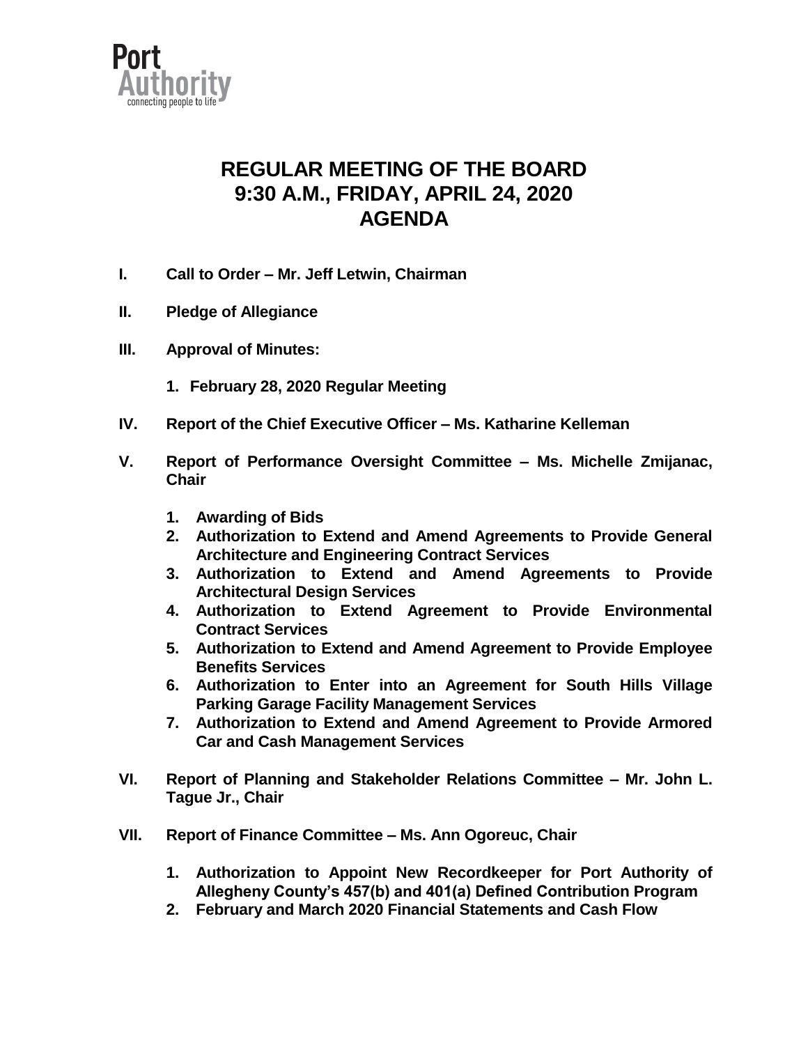Port Authority
connecting people to life

# REGULAR MEETING OF THE BOARD
# 9:30 A.M., FRIDAY, APRIL 24, 2020
# AGENDA

**I. Call to Order – Mr. Jeff Letwin, Chairman**

**II. Pledge of Allegiance**

**III. Approval of Minutes:**

1. **February 28, 2020 Regular Meeting**

**IV. Report of the Chief Executive Officer – Ms. Katharine Kelleman**

**V. Report of Performance Oversight Committee – Ms. Michelle Zmijanac, Chair**

1. **Awarding of Bids**
2. **Authorization to Extend and Amend Agreements to Provide General Architecture and Engineering Contract Services**
3. **Authorization to Extend and Amend Agreements to Provide Architectural Design Services**
4. **Authorization to Extend Agreement to Provide Environmental Contract Services**
5. **Authorization to Extend and Amend Agreement to Provide Employee Benefits Services**
6. **Authorization to Enter into an Agreement for South Hills Village Parking Garage Facility Management Services**
7. **Authorization to Extend and Amend Agreement to Provide Armored Car and Cash Management Services**

**VI. Report of Planning and Stakeholder Relations Committee – Mr. John L. Tague Jr., Chair**

**VII. Report of Finance Committee – Ms. Ann Ogoreuc, Chair**

1. **Authorization to Appoint New Recordkeeper for Port Authority of Allegheny County's 457(b) and 401(a) Defined Contribution Program**
2. **February and March 2020 Financial Statements and Cash Flow**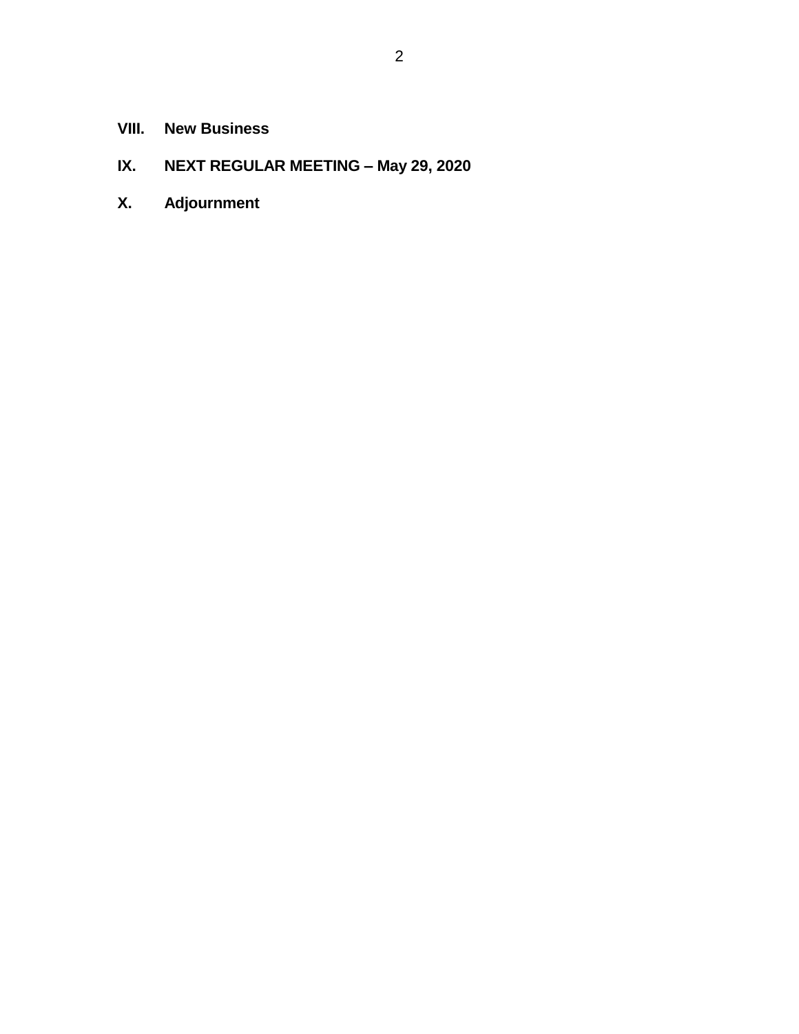**VIII. New Business**

**IX. NEXT REGULAR MEETING – May 29, 2020**

**X. Adjournment**